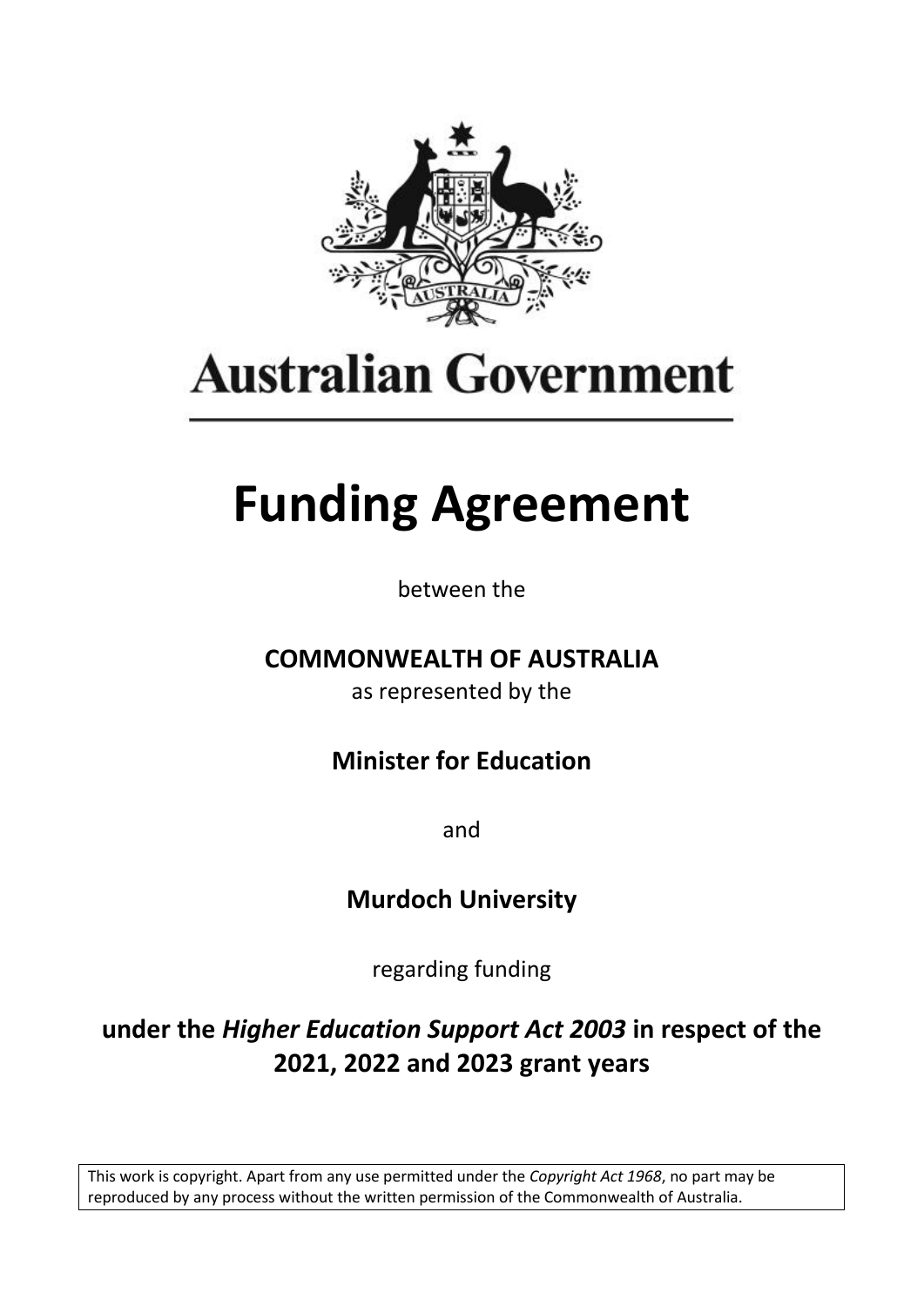Australian Government

# Funding Agreement

between the

**COMMONWEALTH OF AUSTRALIA**

as represented by the

**Minister for Education**

and

**Murdoch University**

regarding funding

**under the *Higher Education Support Act 2003* in respect of the 2021, 2022 and 2023 grant years**

This work is copyright. Apart from any use permitted under the *Copyright Act 1968*, no part may be reproduced by any process without the written permission of the Commonwealth of Australia.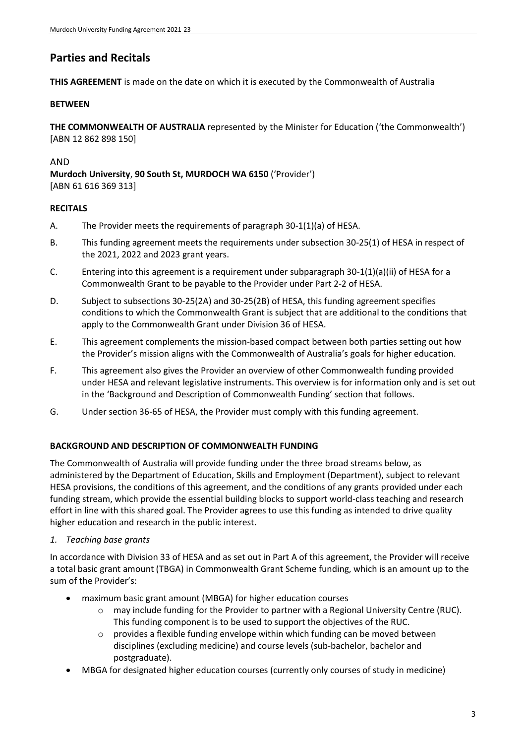## Parties and Recitals

**THIS AGREEMENT** is made on the date on which it is executed by the Commonwealth of Australia

**BETWEEN**

**THE COMMONWEALTH OF AUSTRALIA** represented by the Minister for Education ('the Commonwealth') [ABN 12 862 898 150]

AND

**Murdoch University**, **90 South St, MURDOCH WA 6150** ('Provider') [ABN 61 616 369 313]

**RECITALS**

A. The Provider meets the requirements of paragraph 30-1(1)(a) of HESA.

B. This funding agreement meets the requirements under subsection 30-25(1) of HESA in respect of the 2021, 2022 and 2023 grant years.

C. Entering into this agreement is a requirement under subparagraph 30-1(1)(a)(ii) of HESA for a Commonwealth Grant to be payable to the Provider under Part 2-2 of HESA.

D. Subject to subsections 30-25(2A) and 30-25(2B) of HESA, this funding agreement specifies conditions to which the Commonwealth Grant is subject that are additional to the conditions that apply to the Commonwealth Grant under Division 36 of HESA.

E. This agreement complements the mission-based compact between both parties setting out how the Provider's mission aligns with the Commonwealth of Australia's goals for higher education.

F. This agreement also gives the Provider an overview of other Commonwealth funding provided under HESA and relevant legislative instruments. This overview is for information only and is set out in the 'Background and Description of Commonwealth Funding' section that follows.

G. Under section 36-65 of HESA, the Provider must comply with this funding agreement.

**BACKGROUND AND DESCRIPTION OF COMMONWEALTH FUNDING**

The Commonwealth of Australia will provide funding under the three broad streams below, as administered by the Department of Education, Skills and Employment (Department), subject to relevant HESA provisions, the conditions of this agreement, and the conditions of any grants provided under each funding stream, which provide the essential building blocks to support world-class teaching and research effort in line with this shared goal. The Provider agrees to use this funding as intended to drive quality higher education and research in the public interest.

*1. Teaching base grants*

In accordance with Division 33 of HESA and as set out in Part A of this agreement, the Provider will receive a total basic grant amount (TBGA) in Commonwealth Grant Scheme funding, which is an amount up to the sum of the Provider's:

- maximum basic grant amount (MBGA) for higher education courses
  - may include funding for the Provider to partner with a Regional University Centre (RUC). This funding component is to be used to support the objectives of the RUC.
  - provides a flexible funding envelope within which funding can be moved between disciplines (excluding medicine) and course levels (sub-bachelor, bachelor and postgraduate).
- MBGA for designated higher education courses (currently only courses of study in medicine)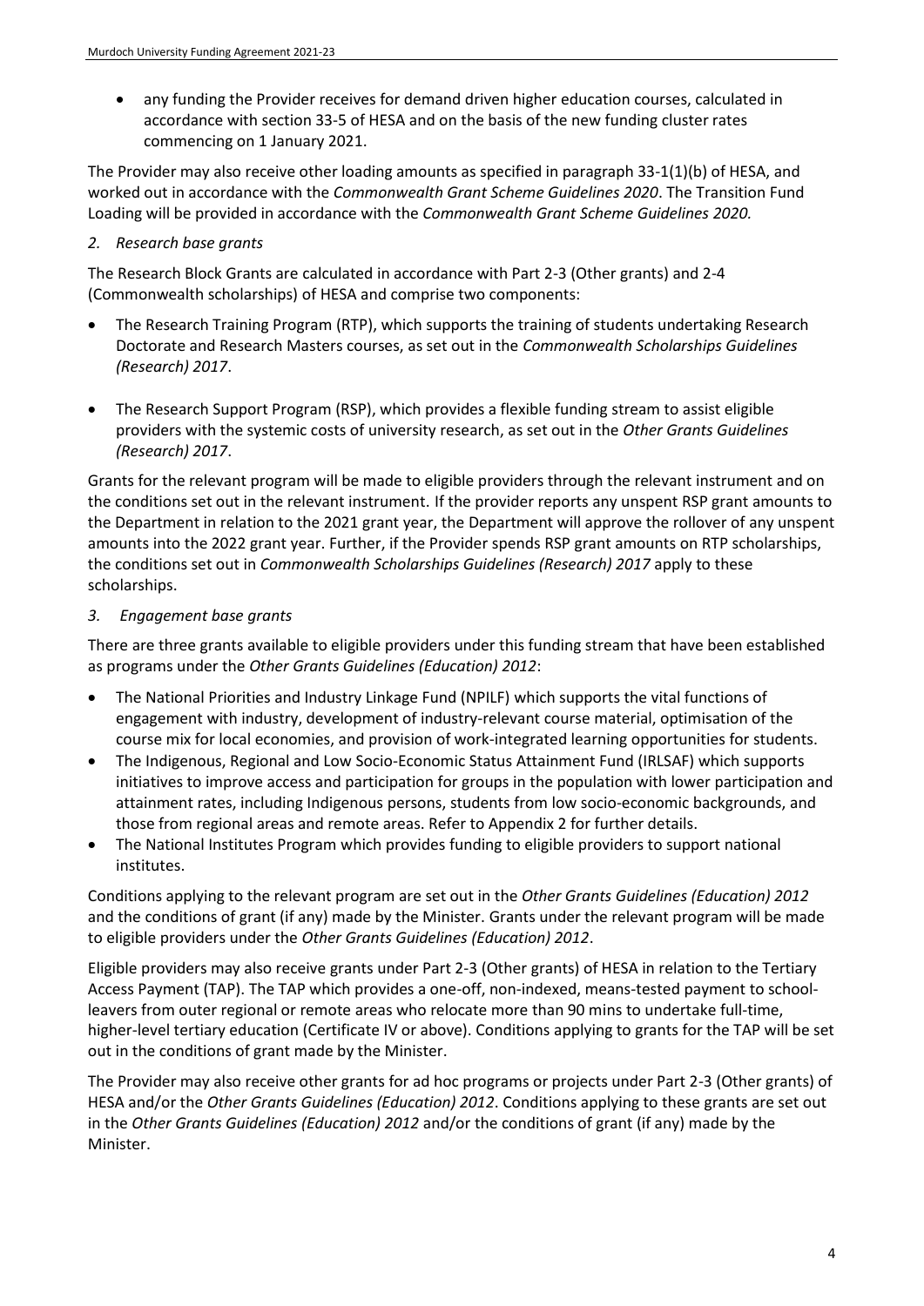- any funding the Provider receives for demand driven higher education courses, calculated in accordance with section 33-5 of HESA and on the basis of the new funding cluster rates commencing on 1 January 2021.

The Provider may also receive other loading amounts as specified in paragraph 33-1(1)(b) of HESA, and worked out in accordance with the *Commonwealth Grant Scheme Guidelines 2020*. The Transition Fund Loading will be provided in accordance with the *Commonwealth Grant Scheme Guidelines 2020.*

*2. Research base grants*

The Research Block Grants are calculated in accordance with Part 2-3 (Other grants) and 2-4 (Commonwealth scholarships) of HESA and comprise two components:

- The Research Training Program (RTP), which supports the training of students undertaking Research Doctorate and Research Masters courses, as set out in the *Commonwealth Scholarships Guidelines (Research) 2017*.

- The Research Support Program (RSP), which provides a flexible funding stream to assist eligible providers with the systemic costs of university research, as set out in the *Other Grants Guidelines (Research) 2017*.

Grants for the relevant program will be made to eligible providers through the relevant instrument and on the conditions set out in the relevant instrument. If the provider reports any unspent RSP grant amounts to the Department in relation to the 2021 grant year, the Department will approve the rollover of any unspent amounts into the 2022 grant year. Further, if the Provider spends RSP grant amounts on RTP scholarships, the conditions set out in *Commonwealth Scholarships Guidelines (Research) 2017* apply to these scholarships.

*3. Engagement base grants*

There are three grants available to eligible providers under this funding stream that have been established as programs under the *Other Grants Guidelines (Education) 2012*:

- The National Priorities and Industry Linkage Fund (NPILF) which supports the vital functions of engagement with industry, development of industry-relevant course material, optimisation of the course mix for local economies, and provision of work-integrated learning opportunities for students.
- The Indigenous, Regional and Low Socio-Economic Status Attainment Fund (IRLSAF) which supports initiatives to improve access and participation for groups in the population with lower participation and attainment rates, including Indigenous persons, students from low socio-economic backgrounds, and those from regional areas and remote areas. Refer to Appendix 2 for further details.
- The National Institutes Program which provides funding to eligible providers to support national institutes.

Conditions applying to the relevant program are set out in the *Other Grants Guidelines (Education) 2012* and the conditions of grant (if any) made by the Minister. Grants under the relevant program will be made to eligible providers under the *Other Grants Guidelines (Education) 2012*.

Eligible providers may also receive grants under Part 2-3 (Other grants) of HESA in relation to the Tertiary Access Payment (TAP). The TAP which provides a one-off, non-indexed, means-tested payment to school-leavers from outer regional or remote areas who relocate more than 90 mins to undertake full-time, higher-level tertiary education (Certificate IV or above). Conditions applying to grants for the TAP will be set out in the conditions of grant made by the Minister.

The Provider may also receive other grants for ad hoc programs or projects under Part 2-3 (Other grants) of HESA and/or the *Other Grants Guidelines (Education) 2012*. Conditions applying to these grants are set out in the *Other Grants Guidelines (Education) 2012* and/or the conditions of grant (if any) made by the Minister.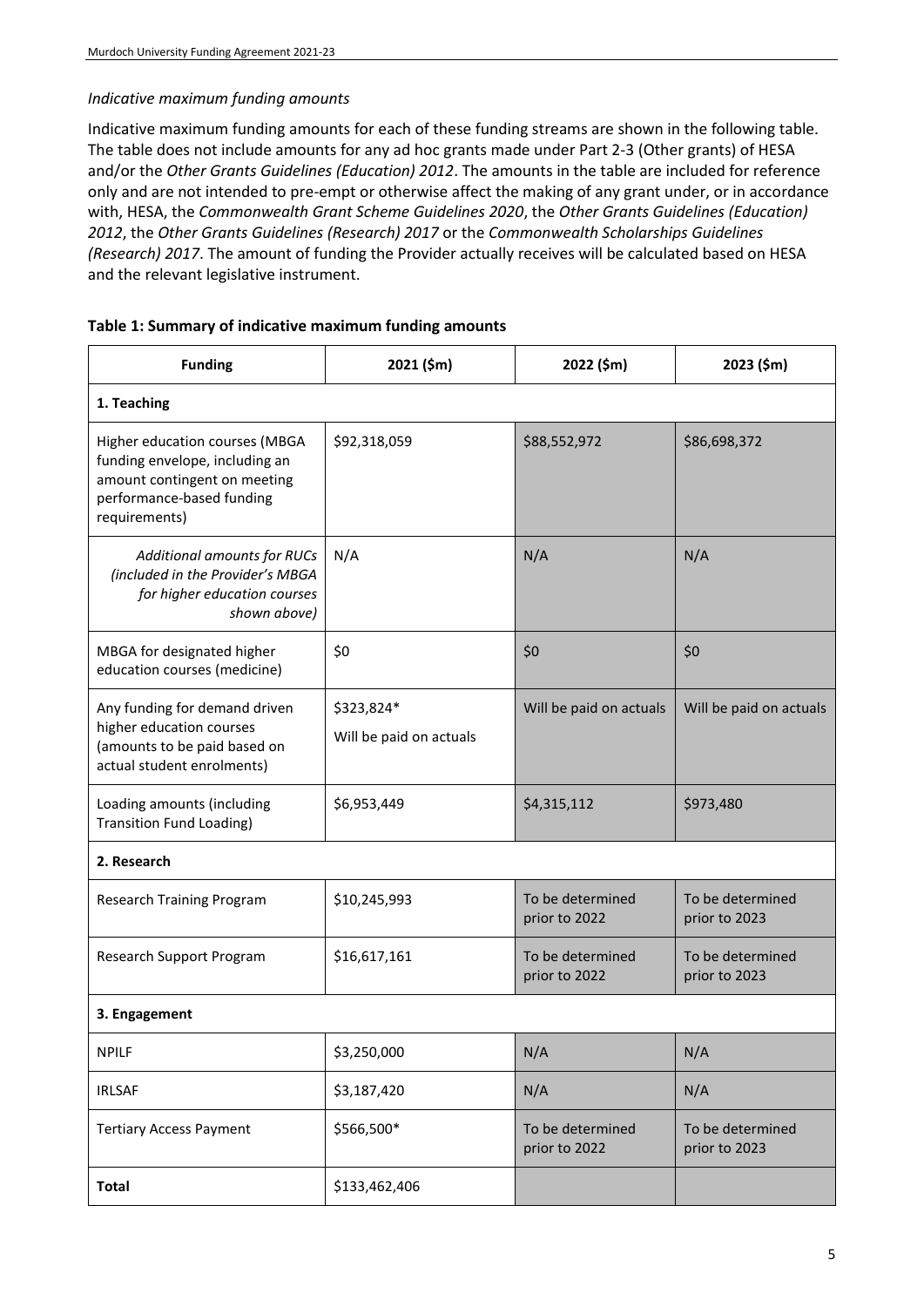*Indicative maximum funding amounts*

Indicative maximum funding amounts for each of these funding streams are shown in the following table. The table does not include amounts for any ad hoc grants made under Part 2-3 (Other grants) of HESA and/or the *Other Grants Guidelines (Education) 2012*. The amounts in the table are included for reference only and are not intended to pre-empt or otherwise affect the making of any grant under, or in accordance with, HESA, the *Commonwealth Grant Scheme Guidelines 2020*, the *Other Grants Guidelines (Education) 2012*, the *Other Grants Guidelines (Research) 2017* or the *Commonwealth Scholarships Guidelines (Research) 2017*. The amount of funding the Provider actually receives will be calculated based on HESA and the relevant legislative instrument.

**Table 1: Summary of indicative maximum funding amounts**

| Funding | 2021 ($m) | 2022 ($m) | 2023 ($m) |
|---|---|---|---|
| **1. Teaching** | | | |
| Higher education courses (MBGA funding envelope, including an amount contingent on meeting performance-based funding requirements) | $92,318,059 | $88,552,972 | $86,698,372 |
| *Additional amounts for RUCs (included in the Provider's MBGA for higher education courses shown above)* | N/A | N/A | N/A |
| MBGA for designated higher education courses (medicine) | $0 | $0 | $0 |
| Any funding for demand driven higher education courses (amounts to be paid based on actual student enrolments) | $323,824* Will be paid on actuals | Will be paid on actuals | Will be paid on actuals |
| Loading amounts (including Transition Fund Loading) | $6,953,449 | $4,315,112 | $973,480 |
| **2. Research** | | | |
| Research Training Program | $10,245,993 | To be determined prior to 2022 | To be determined prior to 2023 |
| Research Support Program | $16,617,161 | To be determined prior to 2022 | To be determined prior to 2023 |
| **3. Engagement** | | | |
| NPILF | $3,250,000 | N/A | N/A |
| IRLSAF | $3,187,420 | N/A | N/A |
| Tertiary Access Payment | $566,500* | To be determined prior to 2022 | To be determined prior to 2023 |
| **Total** | $133,462,406 | | |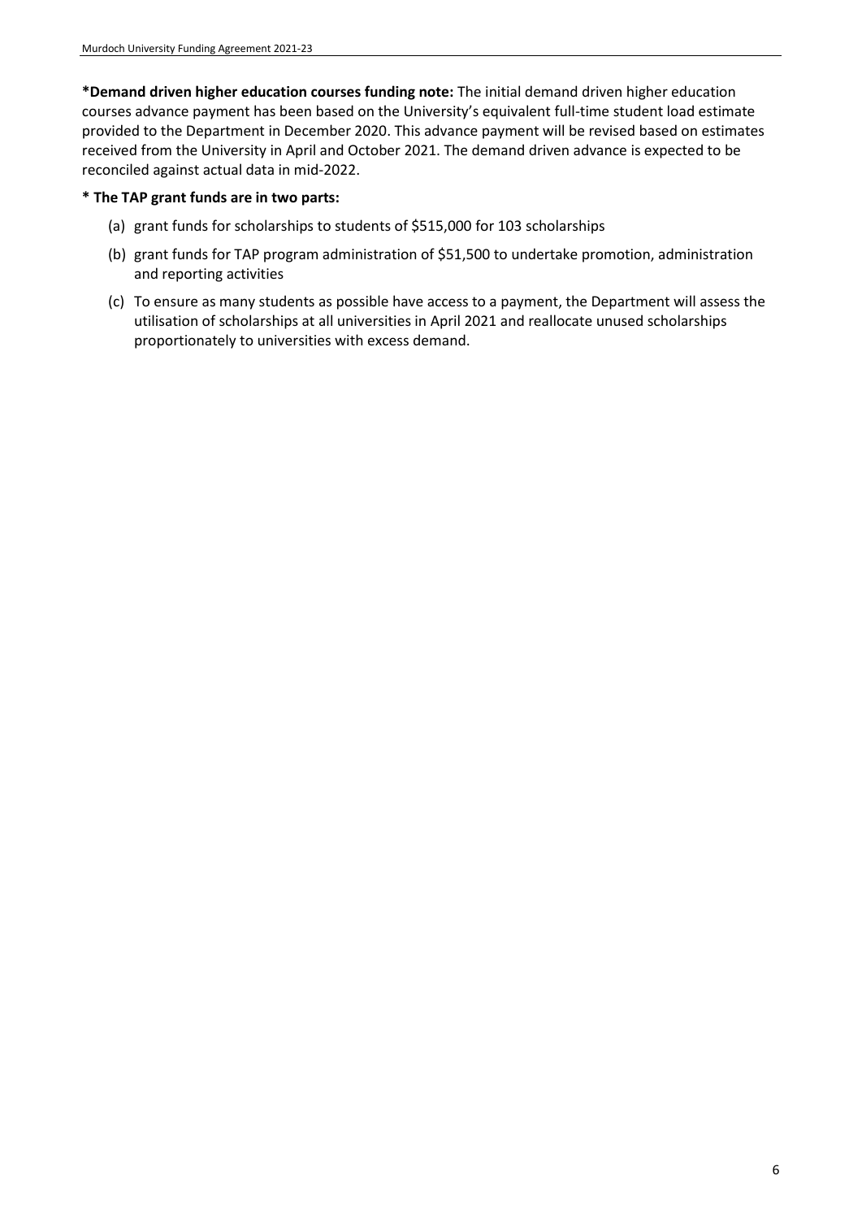**\*Demand driven higher education courses funding note:** The initial demand driven higher education courses advance payment has been based on the University's equivalent full-time student load estimate provided to the Department in December 2020. This advance payment will be revised based on estimates received from the University in April and October 2021. The demand driven advance is expected to be reconciled against actual data in mid-2022.

**\* The TAP grant funds are in two parts:**

(a) grant funds for scholarships to students of $515,000 for 103 scholarships

(b) grant funds for TAP program administration of $51,500 to undertake promotion, administration and reporting activities

(c) To ensure as many students as possible have access to a payment, the Department will assess the utilisation of scholarships at all universities in April 2021 and reallocate unused scholarships proportionately to universities with excess demand.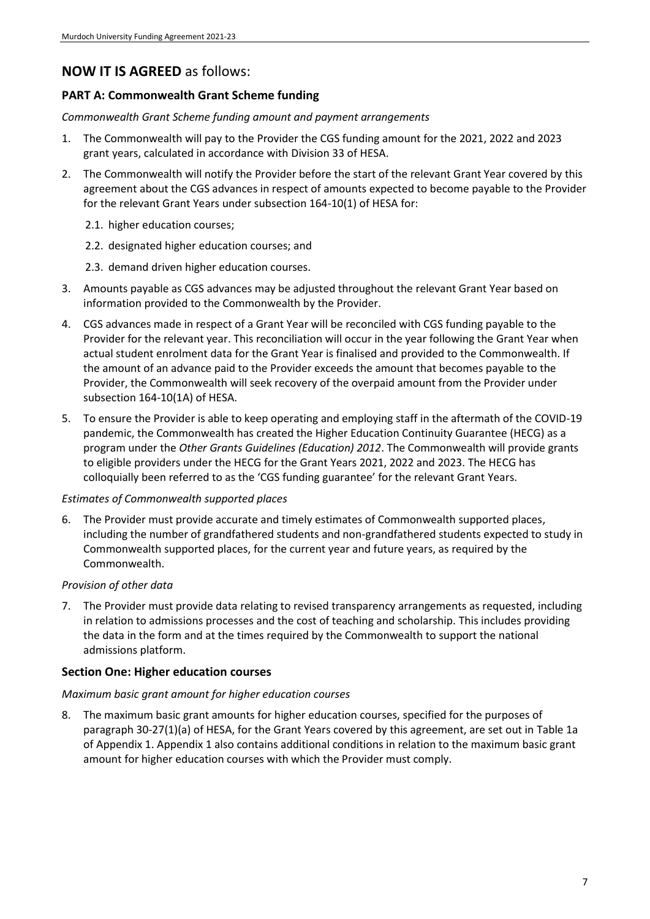## NOW IT IS AGREED as follows:

### PART A: Commonwealth Grant Scheme funding

*Commonwealth Grant Scheme funding amount and payment arrangements*

1. The Commonwealth will pay to the Provider the CGS funding amount for the 2021, 2022 and 2023 grant years, calculated in accordance with Division 33 of HESA.
2. The Commonwealth will notify the Provider before the start of the relevant Grant Year covered by this agreement about the CGS advances in respect of amounts expected to become payable to the Provider for the relevant Grant Years under subsection 164-10(1) of HESA for:
   2.1. higher education courses;
   2.2. designated higher education courses; and
   2.3. demand driven higher education courses.
3. Amounts payable as CGS advances may be adjusted throughout the relevant Grant Year based on information provided to the Commonwealth by the Provider.
4. CGS advances made in respect of a Grant Year will be reconciled with CGS funding payable to the Provider for the relevant year. This reconciliation will occur in the year following the Grant Year when actual student enrolment data for the Grant Year is finalised and provided to the Commonwealth. If the amount of an advance paid to the Provider exceeds the amount that becomes payable to the Provider, the Commonwealth will seek recovery of the overpaid amount from the Provider under subsection 164-10(1A) of HESA.
5. To ensure the Provider is able to keep operating and employing staff in the aftermath of the COVID-19 pandemic, the Commonwealth has created the Higher Education Continuity Guarantee (HECG) as a program under the *Other Grants Guidelines (Education) 2012*. The Commonwealth will provide grants to eligible providers under the HECG for the Grant Years 2021, 2022 and 2023. The HECG has colloquially been referred to as the 'CGS funding guarantee' for the relevant Grant Years.

*Estimates of Commonwealth supported places*

6. The Provider must provide accurate and timely estimates of Commonwealth supported places, including the number of grandfathered students and non-grandfathered students expected to study in Commonwealth supported places, for the current year and future years, as required by the Commonwealth.

*Provision of other data*

7. The Provider must provide data relating to revised transparency arrangements as requested, including in relation to admissions processes and the cost of teaching and scholarship. This includes providing the data in the form and at the times required by the Commonwealth to support the national admissions platform.

### Section One: Higher education courses

*Maximum basic grant amount for higher education courses*

8. The maximum basic grant amounts for higher education courses, specified for the purposes of paragraph 30-27(1)(a) of HESA, for the Grant Years covered by this agreement, are set out in Table 1a of Appendix 1. Appendix 1 also contains additional conditions in relation to the maximum basic grant amount for higher education courses with which the Provider must comply.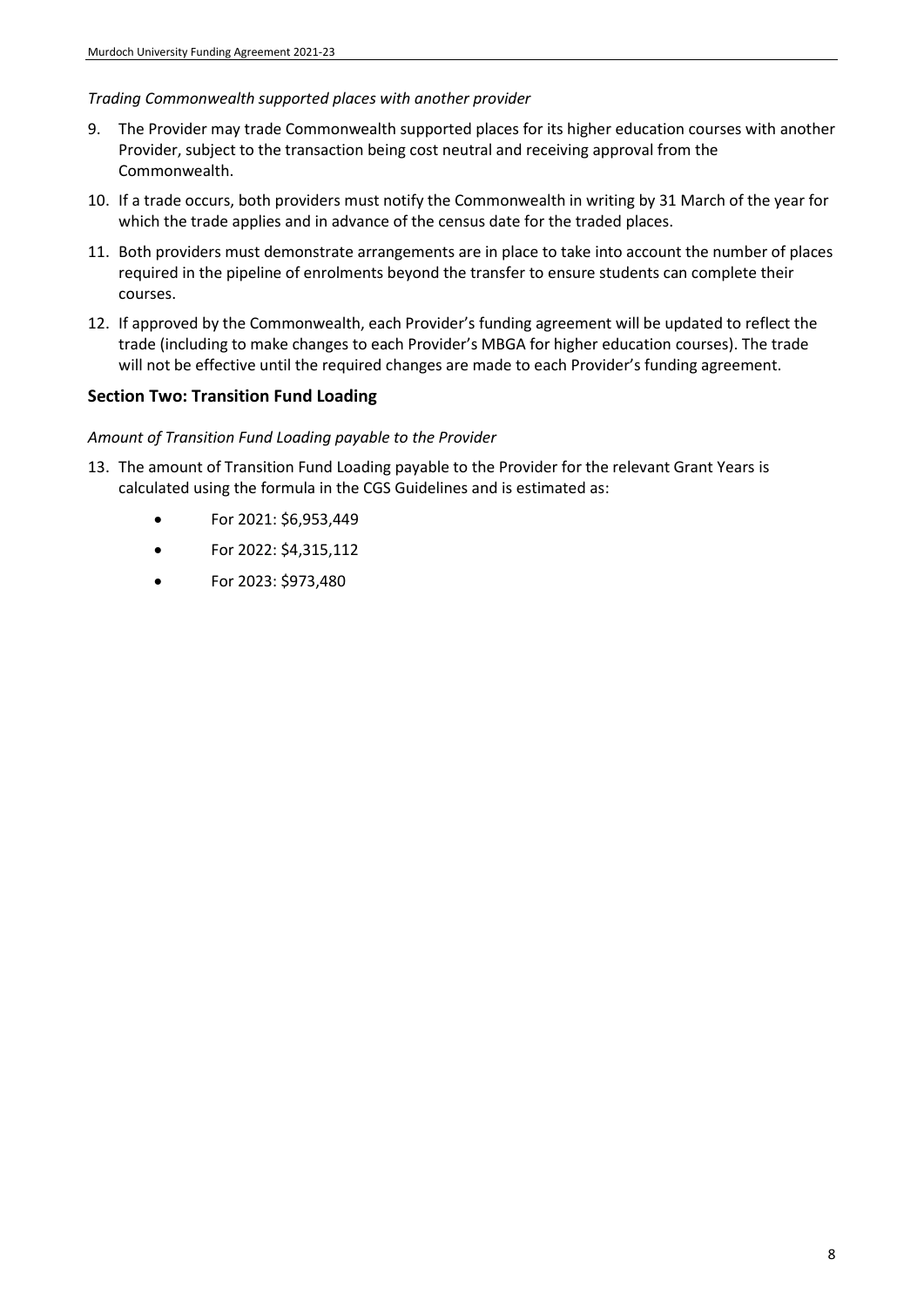*Trading Commonwealth supported places with another provider*

9. The Provider may trade Commonwealth supported places for its higher education courses with another Provider, subject to the transaction being cost neutral and receiving approval from the Commonwealth.
10. If a trade occurs, both providers must notify the Commonwealth in writing by 31 March of the year for which the trade applies and in advance of the census date for the traded places.
11. Both providers must demonstrate arrangements are in place to take into account the number of places required in the pipeline of enrolments beyond the transfer to ensure students can complete their courses.
12. If approved by the Commonwealth, each Provider's funding agreement will be updated to reflect the trade (including to make changes to each Provider's MBGA for higher education courses). The trade will not be effective until the required changes are made to each Provider's funding agreement.

## Section Two: Transition Fund Loading

*Amount of Transition Fund Loading payable to the Provider*

13. The amount of Transition Fund Loading payable to the Provider for the relevant Grant Years is calculated using the formula in the CGS Guidelines and is estimated as:
    - For 2021: $6,953,449
    - For 2022: $4,315,112
    - For 2023: $973,480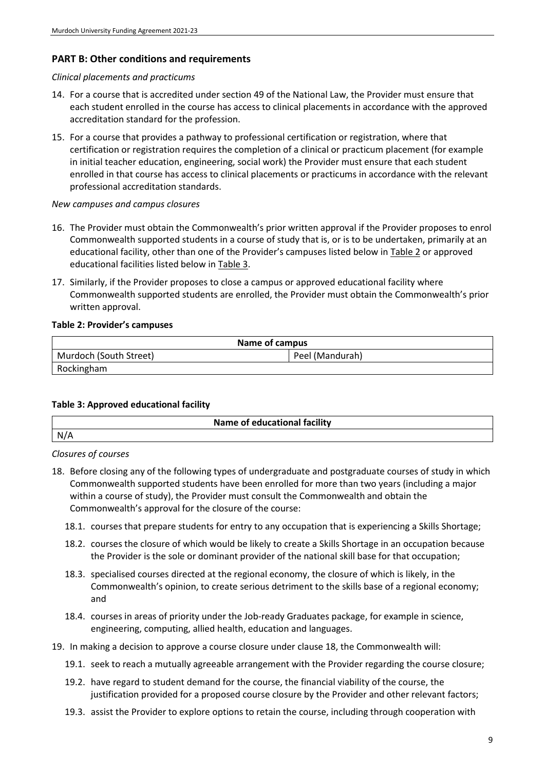## PART B: Other conditions and requirements

*Clinical placements and practicums*

14. For a course that is accredited under section 49 of the National Law, the Provider must ensure that each student enrolled in the course has access to clinical placements in accordance with the approved accreditation standard for the profession.
15. For a course that provides a pathway to professional certification or registration, where that certification or registration requires the completion of a clinical or practicum placement (for example in initial teacher education, engineering, social work) the Provider must ensure that each student enrolled in that course has access to clinical placements or practicums in accordance with the relevant professional accreditation standards.

*New campuses and campus closures*

16. The Provider must obtain the Commonwealth's prior written approval if the Provider proposes to enrol Commonwealth supported students in a course of study that is, or is to be undertaken, primarily at an educational facility, other than one of the Provider's campuses listed below in Table 2 or approved educational facilities listed below in Table 3.
17. Similarly, if the Provider proposes to close a campus or approved educational facility where Commonwealth supported students are enrolled, the Provider must obtain the Commonwealth's prior written approval.

**Table 2: Provider's campuses**

| Name of campus | |
|---|---|
| Murdoch (South Street) | Peel (Mandurah) |
| Rockingham | |

**Table 3: Approved educational facility**

| Name of educational facility |
|---|
| N/A |

*Closures of courses*

18. Before closing any of the following types of undergraduate and postgraduate courses of study in which Commonwealth supported students have been enrolled for more than two years (including a major within a course of study), the Provider must consult the Commonwealth and obtain the Commonwealth's approval for the closure of the course:
    - 18.1. courses that prepare students for entry to any occupation that is experiencing a Skills Shortage;
    - 18.2. courses the closure of which would be likely to create a Skills Shortage in an occupation because the Provider is the sole or dominant provider of the national skill base for that occupation;
    - 18.3. specialised courses directed at the regional economy, the closure of which is likely, in the Commonwealth's opinion, to create serious detriment to the skills base of a regional economy; and
    - 18.4. courses in areas of priority under the Job-ready Graduates package, for example in science, engineering, computing, allied health, education and languages.
19. In making a decision to approve a course closure under clause 18, the Commonwealth will:
    - 19.1. seek to reach a mutually agreeable arrangement with the Provider regarding the course closure;
    - 19.2. have regard to student demand for the course, the financial viability of the course, the justification provided for a proposed course closure by the Provider and other relevant factors;
    - 19.3. assist the Provider to explore options to retain the course, including through cooperation with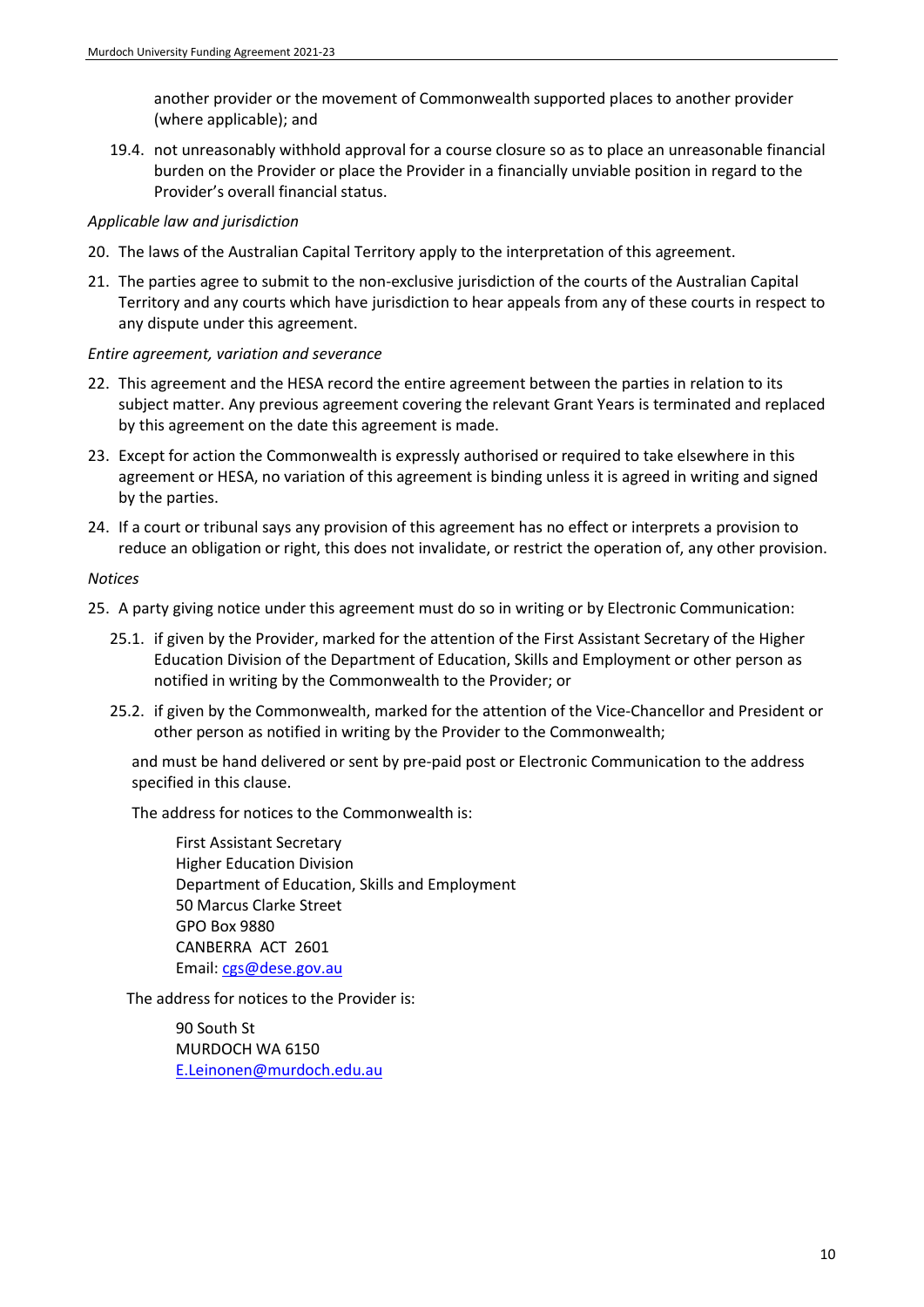another provider or the movement of Commonwealth supported places to another provider (where applicable); and

19.4. not unreasonably withhold approval for a course closure so as to place an unreasonable financial burden on the Provider or place the Provider in a financially unviable position in regard to the Provider's overall financial status.

*Applicable law and jurisdiction*

20. The laws of the Australian Capital Territory apply to the interpretation of this agreement.

21. The parties agree to submit to the non-exclusive jurisdiction of the courts of the Australian Capital Territory and any courts which have jurisdiction to hear appeals from any of these courts in respect to any dispute under this agreement.

*Entire agreement, variation and severance*

22. This agreement and the HESA record the entire agreement between the parties in relation to its subject matter. Any previous agreement covering the relevant Grant Years is terminated and replaced by this agreement on the date this agreement is made.

23. Except for action the Commonwealth is expressly authorised or required to take elsewhere in this agreement or HESA, no variation of this agreement is binding unless it is agreed in writing and signed by the parties.

24. If a court or tribunal says any provision of this agreement has no effect or interprets a provision to reduce an obligation or right, this does not invalidate, or restrict the operation of, any other provision.

*Notices*

25. A party giving notice under this agreement must do so in writing or by Electronic Communication:

    25.1. if given by the Provider, marked for the attention of the First Assistant Secretary of the Higher Education Division of the Department of Education, Skills and Employment or other person as notified in writing by the Commonwealth to the Provider; or

    25.2. if given by the Commonwealth, marked for the attention of the Vice-Chancellor and President or other person as notified in writing by the Provider to the Commonwealth;

    and must be hand delivered or sent by pre-paid post or Electronic Communication to the address specified in this clause.

    The address for notices to the Commonwealth is:

    First Assistant Secretary
    Higher Education Division
    Department of Education, Skills and Employment
    50 Marcus Clarke Street
    GPO Box 9880
    CANBERRA ACT 2601
    Email: cgs@dese.gov.au

    The address for notices to the Provider is:

    90 South St
    MURDOCH WA 6150
    E.Leinonen@murdoch.edu.au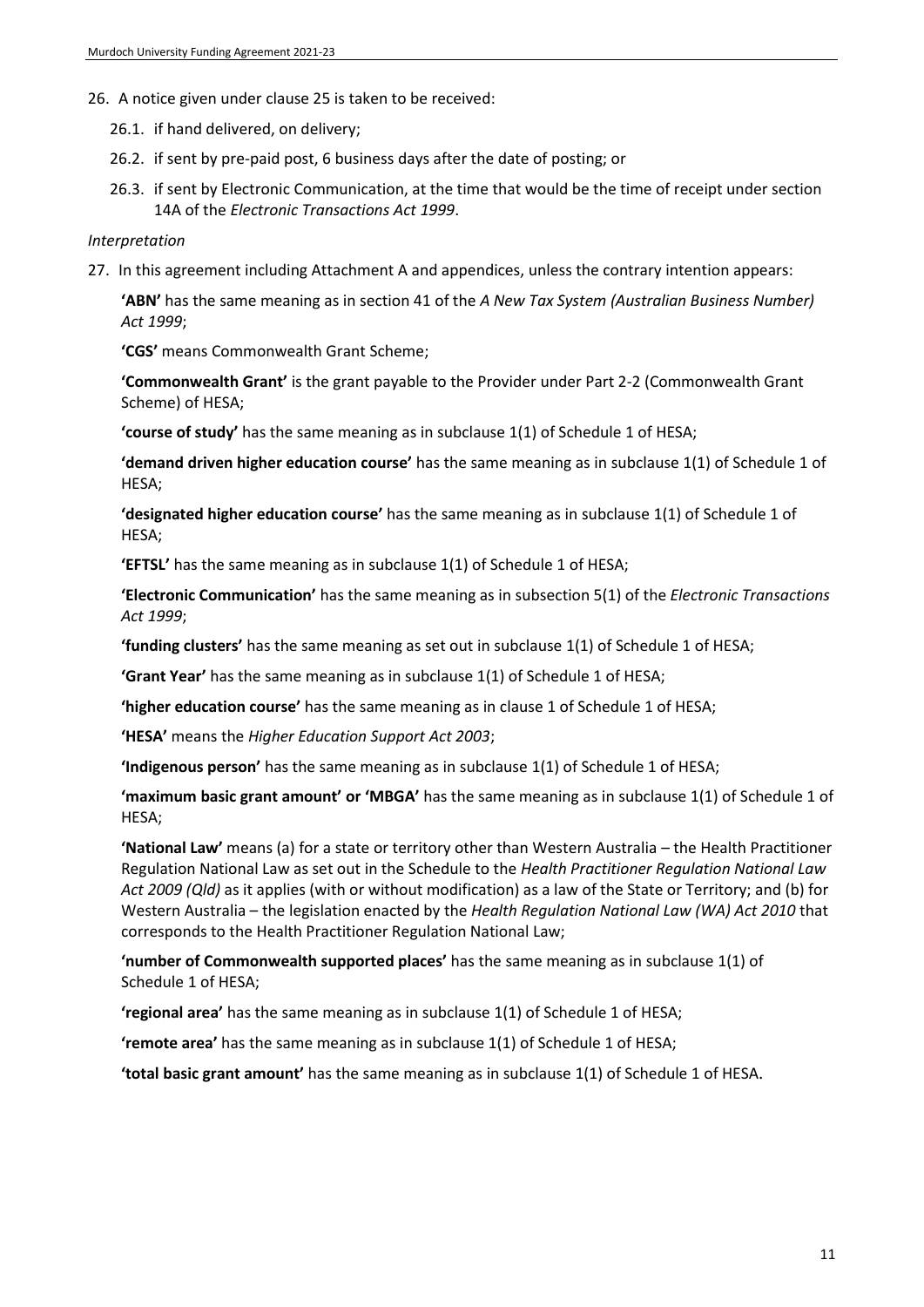26. A notice given under clause 25 is taken to be received:

    26.1. if hand delivered, on delivery;

    26.2. if sent by pre-paid post, 6 business days after the date of posting; or

    26.3. if sent by Electronic Communication, at the time that would be the time of receipt under section 14A of the *Electronic Transactions Act 1999*.

*Interpretation*

27. In this agreement including Attachment A and appendices, unless the contrary intention appears:

    **'ABN'** has the same meaning as in section 41 of the *A New Tax System (Australian Business Number) Act 1999*;

    **'CGS'** means Commonwealth Grant Scheme;

    **'Commonwealth Grant'** is the grant payable to the Provider under Part 2-2 (Commonwealth Grant Scheme) of HESA;

    **'course of study'** has the same meaning as in subclause 1(1) of Schedule 1 of HESA;

    **'demand driven higher education course'** has the same meaning as in subclause 1(1) of Schedule 1 of HESA;

    **'designated higher education course'** has the same meaning as in subclause 1(1) of Schedule 1 of HESA;

    **'EFTSL'** has the same meaning as in subclause 1(1) of Schedule 1 of HESA;

    **'Electronic Communication'** has the same meaning as in subsection 5(1) of the *Electronic Transactions Act 1999*;

    **'funding clusters'** has the same meaning as set out in subclause 1(1) of Schedule 1 of HESA;

    **'Grant Year'** has the same meaning as in subclause 1(1) of Schedule 1 of HESA;

    **'higher education course'** has the same meaning as in clause 1 of Schedule 1 of HESA;

    **'HESA'** means the *Higher Education Support Act 2003*;

    **'Indigenous person'** has the same meaning as in subclause 1(1) of Schedule 1 of HESA;

    **'maximum basic grant amount' or 'MBGA'** has the same meaning as in subclause 1(1) of Schedule 1 of HESA;

    **'National Law'** means (a) for a state or territory other than Western Australia – the Health Practitioner Regulation National Law as set out in the Schedule to the *Health Practitioner Regulation National Law Act 2009 (Qld)* as it applies (with or without modification) as a law of the State or Territory; and (b) for Western Australia – the legislation enacted by the *Health Regulation National Law (WA) Act 2010* that corresponds to the Health Practitioner Regulation National Law;

    **'number of Commonwealth supported places'** has the same meaning as in subclause 1(1) of Schedule 1 of HESA;

    **'regional area'** has the same meaning as in subclause 1(1) of Schedule 1 of HESA;

    **'remote area'** has the same meaning as in subclause 1(1) of Schedule 1 of HESA;

    **'total basic grant amount'** has the same meaning as in subclause 1(1) of Schedule 1 of HESA.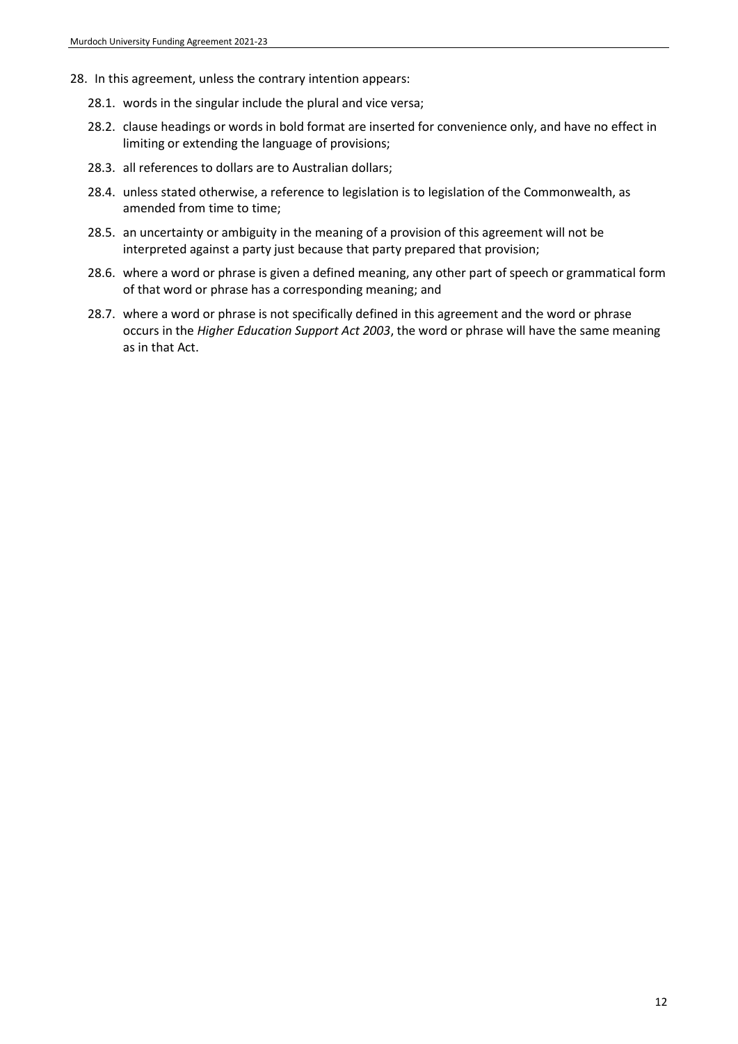28. In this agreement, unless the contrary intention appears:

    28.1. words in the singular include the plural and vice versa;

    28.2. clause headings or words in bold format are inserted for convenience only, and have no effect in limiting or extending the language of provisions;

    28.3. all references to dollars are to Australian dollars;

    28.4. unless stated otherwise, a reference to legislation is to legislation of the Commonwealth, as amended from time to time;

    28.5. an uncertainty or ambiguity in the meaning of a provision of this agreement will not be interpreted against a party just because that party prepared that provision;

    28.6. where a word or phrase is given a defined meaning, any other part of speech or grammatical form of that word or phrase has a corresponding meaning; and

    28.7. where a word or phrase is not specifically defined in this agreement and the word or phrase occurs in the *Higher Education Support Act 2003*, the word or phrase will have the same meaning as in that Act.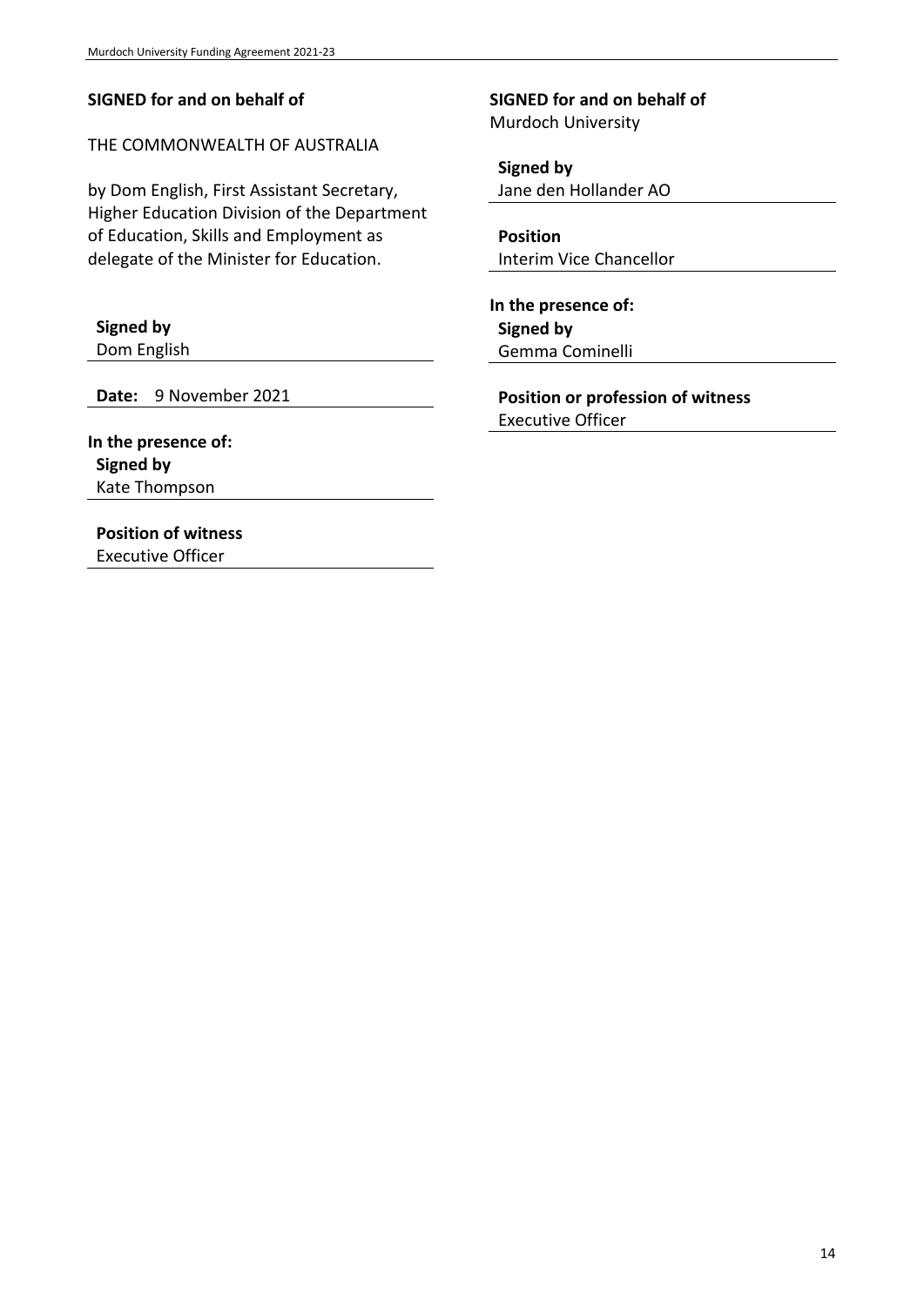**SIGNED for and on behalf of**

THE COMMONWEALTH OF AUSTRALIA

by Dom English, First Assistant Secretary, Higher Education Division of the Department of Education, Skills and Employment as delegate of the Minister for Education.

**Signed by**
Dom English

**Date:** 9 November 2021

**In the presence of:**
**Signed by**
Kate Thompson

**Position of witness**
Executive Officer

**SIGNED for and on behalf of**
Murdoch University

**Signed by**
Jane den Hollander AO

**Position**
Interim Vice Chancellor

**In the presence of:**
**Signed by**
Gemma Cominelli

**Position or profession of witness**
Executive Officer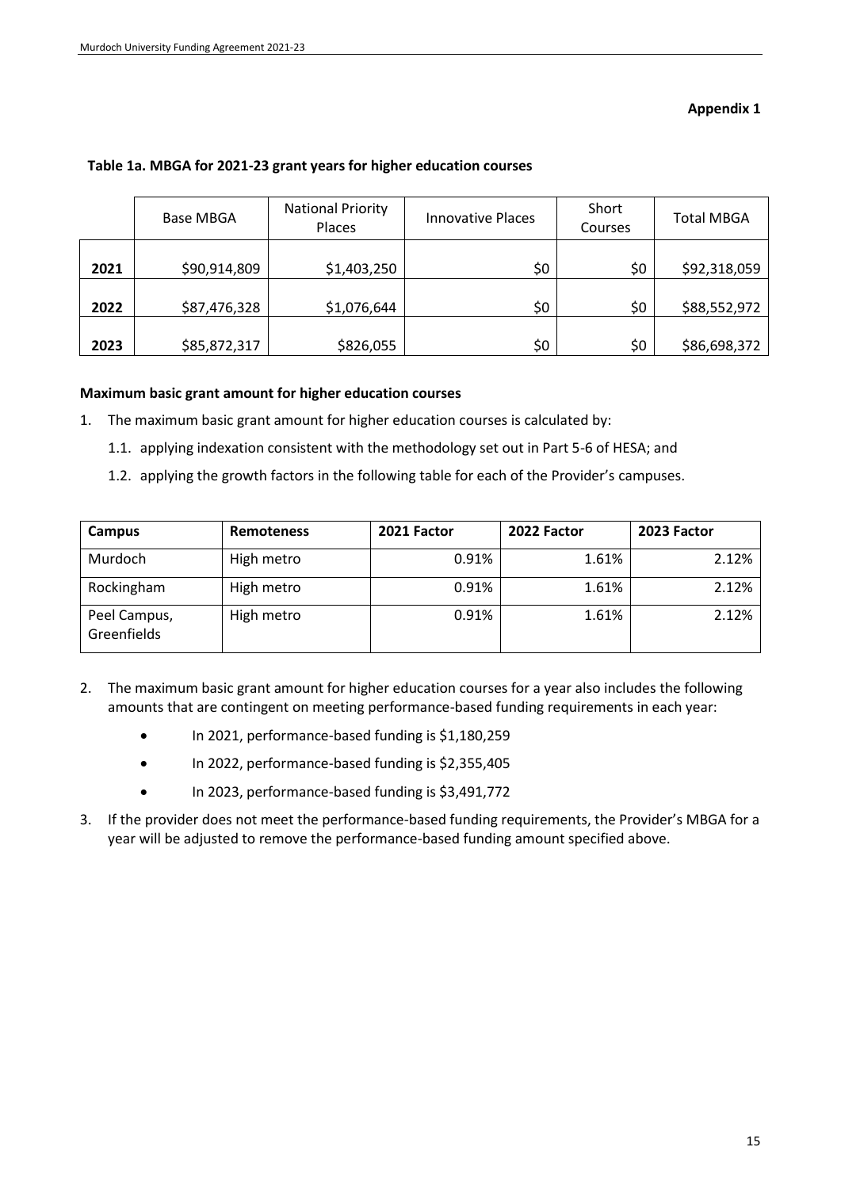**Appendix 1**

**Table 1a. MBGA for 2021-23 grant years for higher education courses**

| | Base MBGA | National Priority Places | Innovative Places | Short Courses | Total MBGA |
|---|---|---|---|---|---|
| **2021** | $90,914,809 | $1,403,250 | $0 | $0 | $92,318,059 |
| **2022** | $87,476,328 | $1,076,644 | $0 | $0 | $88,552,972 |
| **2023** | $85,872,317 | $826,055 | $0 | $0 | $86,698,372 |

**Maximum basic grant amount for higher education courses**

1. The maximum basic grant amount for higher education courses is calculated by:
   1.1. applying indexation consistent with the methodology set out in Part 5-6 of HESA; and
   1.2. applying the growth factors in the following table for each of the Provider's campuses.

| **Campus** | **Remoteness** | **2021 Factor** | **2022 Factor** | **2023 Factor** |
|---|---|---|---|---|
| Murdoch | High metro | 0.91% | 1.61% | 2.12% |
| Rockingham | High metro | 0.91% | 1.61% | 2.12% |
| Peel Campus, Greenfields | High metro | 0.91% | 1.61% | 2.12% |

2. The maximum basic grant amount for higher education courses for a year also includes the following amounts that are contingent on meeting performance-based funding requirements in each year:
   - In 2021, performance-based funding is $1,180,259
   - In 2022, performance-based funding is $2,355,405
   - In 2023, performance-based funding is $3,491,772
3. If the provider does not meet the performance-based funding requirements, the Provider's MBGA for a year will be adjusted to remove the performance-based funding amount specified above.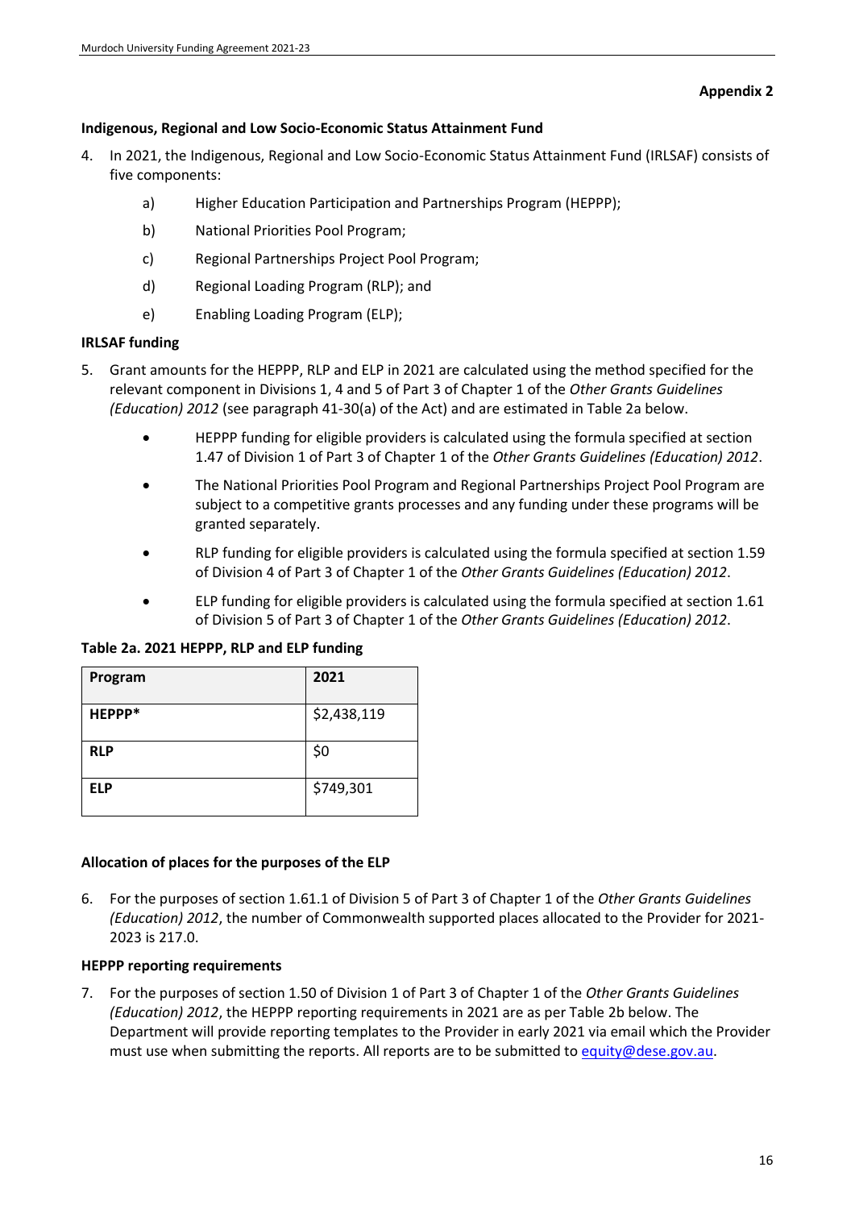**Appendix 2**

**Indigenous, Regional and Low Socio-Economic Status Attainment Fund**

4. In 2021, the Indigenous, Regional and Low Socio-Economic Status Attainment Fund (IRLSAF) consists of five components:

   a) Higher Education Participation and Partnerships Program (HEPPP);

   b) National Priorities Pool Program;

   c) Regional Partnerships Project Pool Program;

   d) Regional Loading Program (RLP); and

   e) Enabling Loading Program (ELP);

**IRLSAF funding**

5. Grant amounts for the HEPPP, RLP and ELP in 2021 are calculated using the method specified for the relevant component in Divisions 1, 4 and 5 of Part 3 of Chapter 1 of the *Other Grants Guidelines (Education) 2012* (see paragraph 41-30(a) of the Act) and are estimated in Table 2a below.

   - HEPPP funding for eligible providers is calculated using the formula specified at section 1.47 of Division 1 of Part 3 of Chapter 1 of the *Other Grants Guidelines (Education) 2012*.
   - The National Priorities Pool Program and Regional Partnerships Project Pool Program are subject to a competitive grants processes and any funding under these programs will be granted separately.
   - RLP funding for eligible providers is calculated using the formula specified at section 1.59 of Division 4 of Part 3 of Chapter 1 of the *Other Grants Guidelines (Education) 2012*.
   - ELP funding for eligible providers is calculated using the formula specified at section 1.61 of Division 5 of Part 3 of Chapter 1 of the *Other Grants Guidelines (Education) 2012*.

**Table 2a. 2021 HEPPP, RLP and ELP funding**

| Program | 2021 |
|---|---|
| **HEPPP*** | $2,438,119 |
| **RLP** | $0 |
| **ELP** | $749,301 |

**Allocation of places for the purposes of the ELP**

6. For the purposes of section 1.61.1 of Division 5 of Part 3 of Chapter 1 of the *Other Grants Guidelines (Education) 2012*, the number of Commonwealth supported places allocated to the Provider for 2021-2023 is 217.0.

**HEPPP reporting requirements**

7. For the purposes of section 1.50 of Division 1 of Part 3 of Chapter 1 of the *Other Grants Guidelines (Education) 2012*, the HEPPP reporting requirements in 2021 are as per Table 2b below. The Department will provide reporting templates to the Provider in early 2021 via email which the Provider must use when submitting the reports. All reports are to be submitted to equity@dese.gov.au.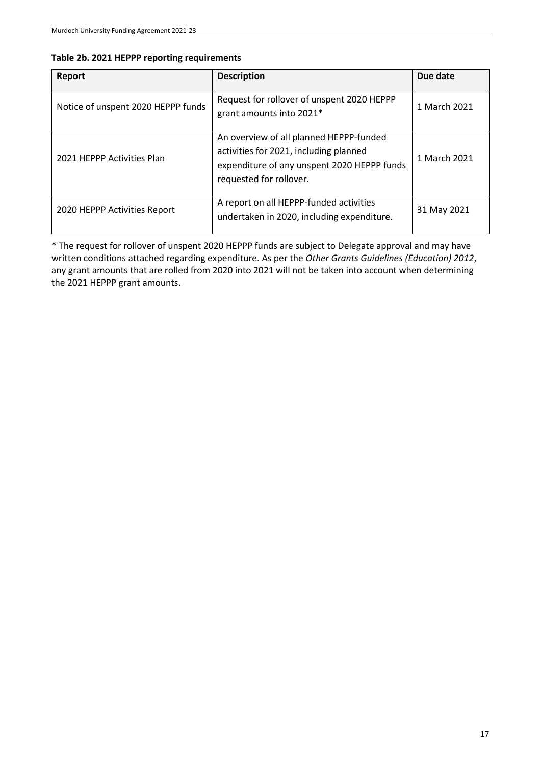**Table 2b. 2021 HEPPP reporting requirements**

| Report | Description | Due date |
|---|---|---|
| Notice of unspent 2020 HEPPP funds | Request for rollover of unspent 2020 HEPPP grant amounts into 2021* | 1 March 2021 |
| 2021 HEPPP Activities Plan | An overview of all planned HEPPP-funded activities for 2021, including planned expenditure of any unspent 2020 HEPPP funds requested for rollover. | 1 March 2021 |
| 2020 HEPPP Activities Report | A report on all HEPPP-funded activities undertaken in 2020, including expenditure. | 31 May 2021 |

* The request for rollover of unspent 2020 HEPPP funds are subject to Delegate approval and may have written conditions attached regarding expenditure. As per the *Other Grants Guidelines (Education) 2012*, any grant amounts that are rolled from 2020 into 2021 will not be taken into account when determining the 2021 HEPPP grant amounts.